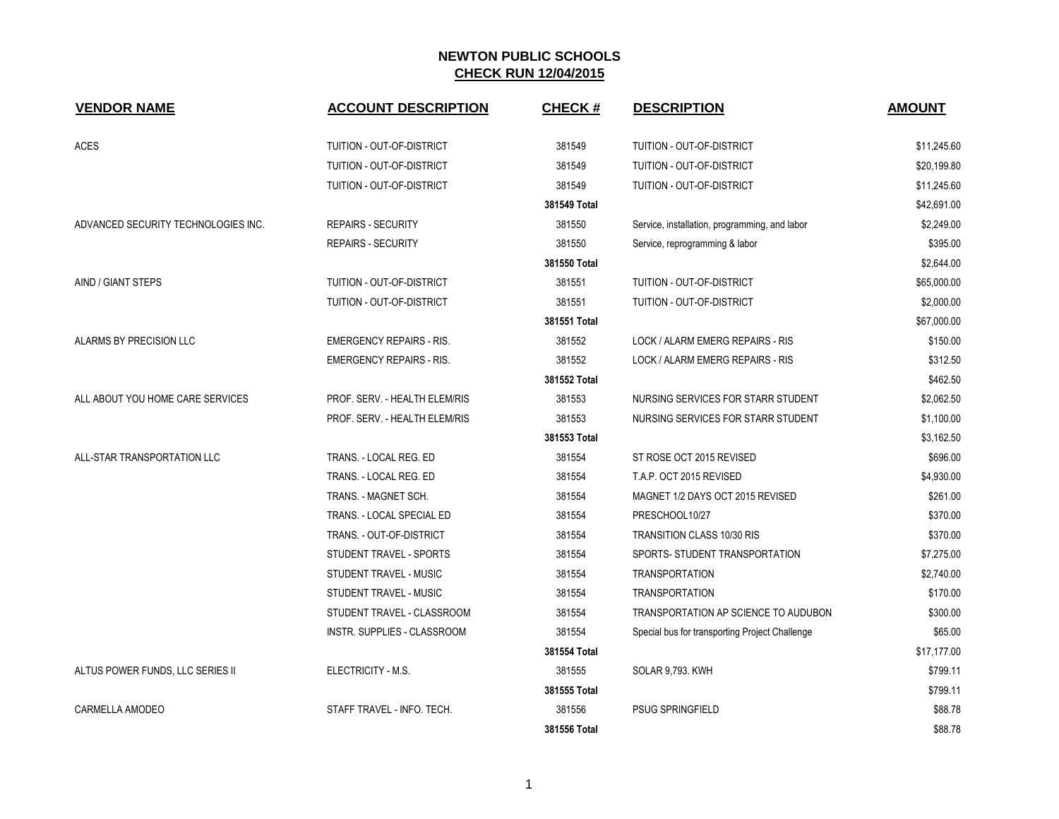# NEWTON PUBLIC SCHOOLS

## CHECK RUN 12/04/2015

| VENDOR NAME | ACCOUNT DESCRIPTION | CHECK # | DESCRIPTION | AMOUNT |
|---|---|---|---|---|
| ACES | TUITION - OUT-OF-DISTRICT | 381549 | TUITION - OUT-OF-DISTRICT | $11,245.60 |
| | TUITION - OUT-OF-DISTRICT | 381549 | TUITION - OUT-OF-DISTRICT | $20,199.80 |
| | TUITION - OUT-OF-DISTRICT | 381549 | TUITION - OUT-OF-DISTRICT | $11,245.60 |
| | | 381549 Total | | $42,691.00 |
| ADVANCED SECURITY TECHNOLOGIES INC. | REPAIRS - SECURITY | 381550 | Service, installation, programming, and labor | $2,249.00 |
| | REPAIRS - SECURITY | 381550 | Service, reprogramming & labor | $395.00 |
| | | 381550 Total | | $2,644.00 |
| AIND / GIANT STEPS | TUITION - OUT-OF-DISTRICT | 381551 | TUITION - OUT-OF-DISTRICT | $65,000.00 |
| | TUITION - OUT-OF-DISTRICT | 381551 | TUITION - OUT-OF-DISTRICT | $2,000.00 |
| | | 381551 Total | | $67,000.00 |
| ALARMS BY PRECISION LLC | EMERGENCY REPAIRS - RIS. | 381552 | LOCK / ALARM EMERG REPAIRS - RIS | $150.00 |
| | EMERGENCY REPAIRS - RIS. | 381552 | LOCK / ALARM EMERG REPAIRS - RIS | $312.50 |
| | | 381552 Total | | $462.50 |
| ALL ABOUT YOU HOME CARE SERVICES | PROF. SERV. - HEALTH ELEM/RIS | 381553 | NURSING SERVICES FOR STARR STUDENT | $2,062.50 |
| | PROF. SERV. - HEALTH ELEM/RIS | 381553 | NURSING SERVICES FOR STARR STUDENT | $1,100.00 |
| | | 381553 Total | | $3,162.50 |
| ALL-STAR TRANSPORTATION LLC | TRANS. - LOCAL REG. ED | 381554 | ST ROSE OCT 2015 REVISED | $696.00 |
| | TRANS. - LOCAL REG. ED | 381554 | T.A.P. OCT 2015 REVISED | $4,930.00 |
| | TRANS. - MAGNET SCH. | 381554 | MAGNET 1/2 DAYS OCT 2015 REVISED | $261.00 |
| | TRANS. - LOCAL SPECIAL ED | 381554 | PRESCHOOL10/27 | $370.00 |
| | TRANS. - OUT-OF-DISTRICT | 381554 | TRANSITION CLASS 10/30 RIS | $370.00 |
| | STUDENT TRAVEL - SPORTS | 381554 | SPORTS- STUDENT TRANSPORTATION | $7,275.00 |
| | STUDENT TRAVEL - MUSIC | 381554 | TRANSPORTATION | $2,740.00 |
| | STUDENT TRAVEL - MUSIC | 381554 | TRANSPORTATION | $170.00 |
| | STUDENT TRAVEL - CLASSROOM | 381554 | TRANSPORTATION AP SCIENCE TO AUDUBON | $300.00 |
| | INSTR. SUPPLIES - CLASSROOM | 381554 | Special bus for transporting Project Challenge | $65.00 |
| | | 381554 Total | | $17,177.00 |
| ALTUS POWER FUNDS, LLC SERIES II | ELECTRICITY - M.S. | 381555 | SOLAR 9,793. KWH | $799.11 |
| | | 381555 Total | | $799.11 |
| CARMELLA AMODEO | STAFF TRAVEL - INFO. TECH. | 381556 | PSUG SPRINGFIELD | $88.78 |
| | | 381556 Total | | $88.78 |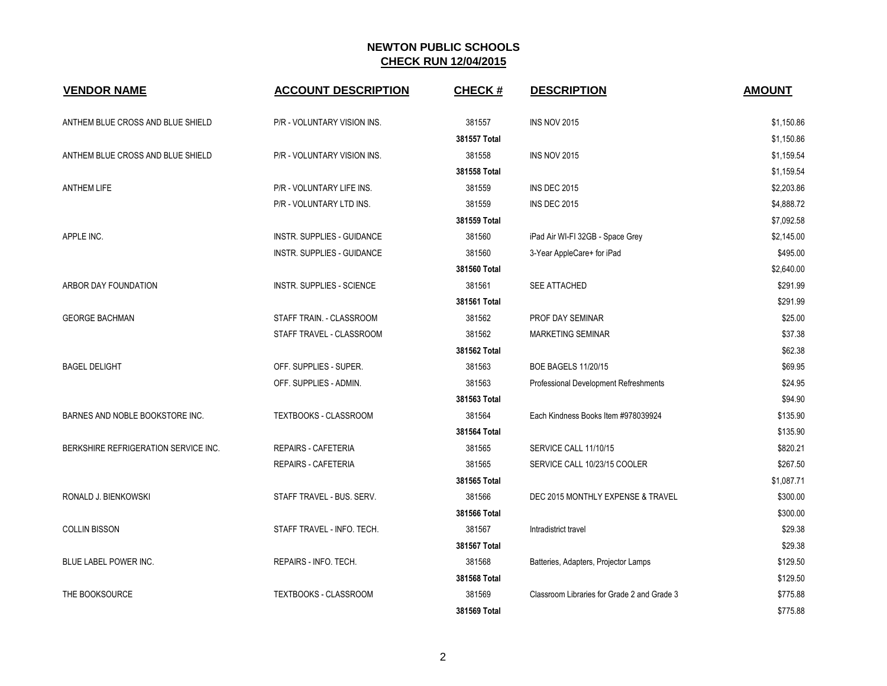# NEWTON PUBLIC SCHOOLS
## CHECK RUN 12/04/2015

| VENDOR NAME | ACCOUNT DESCRIPTION | CHECK # | DESCRIPTION | AMOUNT |
|---|---|---|---|---|
| ANTHEM BLUE CROSS AND BLUE SHIELD | P/R - VOLUNTARY VISION INS. | 381557 | INS NOV 2015 | $1,150.86 |
| | | **381557 Total** | | $1,150.86 |
| ANTHEM BLUE CROSS AND BLUE SHIELD | P/R - VOLUNTARY VISION INS. | 381558 | INS NOV 2015 | $1,159.54 |
| | | **381558 Total** | | $1,159.54 |
| ANTHEM LIFE | P/R - VOLUNTARY LIFE INS. | 381559 | INS DEC 2015 | $2,203.86 |
| | P/R - VOLUNTARY LTD INS. | 381559 | INS DEC 2015 | $4,888.72 |
| | | **381559 Total** | | $7,092.58 |
| APPLE INC. | INSTR. SUPPLIES - GUIDANCE | 381560 | iPad Air WI-FI 32GB - Space Grey | $2,145.00 |
| | INSTR. SUPPLIES - GUIDANCE | 381560 | 3-Year AppleCare+ for iPad | $495.00 |
| | | **381560 Total** | | $2,640.00 |
| ARBOR DAY FOUNDATION | INSTR. SUPPLIES - SCIENCE | 381561 | SEE ATTACHED | $291.99 |
| | | **381561 Total** | | $291.99 |
| GEORGE BACHMAN | STAFF TRAIN. - CLASSROOM | 381562 | PROF DAY SEMINAR | $25.00 |
| | STAFF TRAVEL - CLASSROOM | 381562 | MARKETING SEMINAR | $37.38 |
| | | **381562 Total** | | $62.38 |
| BAGEL DELIGHT | OFF. SUPPLIES - SUPER. | 381563 | BOE BAGELS 11/20/15 | $69.95 |
| | OFF. SUPPLIES - ADMIN. | 381563 | Professional Development Refreshments | $24.95 |
| | | **381563 Total** | | $94.90 |
| BARNES AND NOBLE BOOKSTORE INC. | TEXTBOOKS - CLASSROOM | 381564 | Each Kindness Books Item #978039924 | $135.90 |
| | | **381564 Total** | | $135.90 |
| BERKSHIRE REFRIGERATION SERVICE INC. | REPAIRS - CAFETERIA | 381565 | SERVICE CALL 11/10/15 | $820.21 |
| | REPAIRS - CAFETERIA | 381565 | SERVICE CALL 10/23/15 COOLER | $267.50 |
| | | **381565 Total** | | $1,087.71 |
| RONALD J. BIENKOWSKI | STAFF TRAVEL - BUS. SERV. | 381566 | DEC 2015 MONTHLY EXPENSE & TRAVEL | $300.00 |
| | | **381566 Total** | | $300.00 |
| COLLIN BISSON | STAFF TRAVEL - INFO. TECH. | 381567 | Intradistrict travel | $29.38 |
| | | **381567 Total** | | $29.38 |
| BLUE LABEL POWER INC. | REPAIRS - INFO. TECH. | 381568 | Batteries, Adapters, Projector Lamps | $129.50 |
| | | **381568 Total** | | $129.50 |
| THE BOOKSOURCE | TEXTBOOKS - CLASSROOM | 381569 | Classroom Libraries for Grade 2 and Grade 3 | $775.88 |
| | | **381569 Total** | | $775.88 |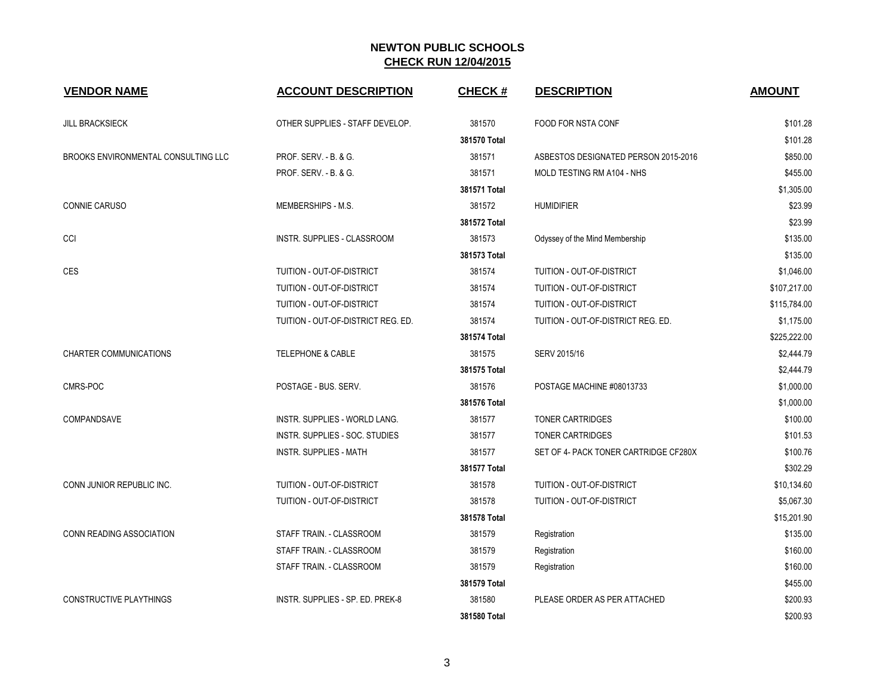## NEWTON PUBLIC SCHOOLS

## CHECK RUN 12/04/2015

| VENDOR NAME | ACCOUNT DESCRIPTION | CHECK # | DESCRIPTION | AMOUNT |
|---|---|---|---|---|
| JILL BRACKSIECK | OTHER SUPPLIES - STAFF DEVELOP. | 381570 | FOOD FOR NSTA CONF | $101.28 |
| | | **381570 Total** | | $101.28 |
| BROOKS ENVIRONMENTAL CONSULTING LLC | PROF. SERV. - B. & G. | 381571 | ASBESTOS DESIGNATED PERSON 2015-2016 | $850.00 |
| | PROF. SERV. - B. & G. | 381571 | MOLD TESTING RM A104 - NHS | $455.00 |
| | | **381571 Total** | | $1,305.00 |
| CONNIE CARUSO | MEMBERSHIPS - M.S. | 381572 | HUMIDIFIER | $23.99 |
| | | **381572 Total** | | $23.99 |
| CCI | INSTR. SUPPLIES - CLASSROOM | 381573 | Odyssey of the Mind Membership | $135.00 |
| | | **381573 Total** | | $135.00 |
| CES | TUITION - OUT-OF-DISTRICT | 381574 | TUITION - OUT-OF-DISTRICT | $1,046.00 |
| | TUITION - OUT-OF-DISTRICT | 381574 | TUITION - OUT-OF-DISTRICT | $107,217.00 |
| | TUITION - OUT-OF-DISTRICT | 381574 | TUITION - OUT-OF-DISTRICT | $115,784.00 |
| | TUITION - OUT-OF-DISTRICT REG. ED. | 381574 | TUITION - OUT-OF-DISTRICT REG. ED. | $1,175.00 |
| | | **381574 Total** | | $225,222.00 |
| CHARTER COMMUNICATIONS | TELEPHONE & CABLE | 381575 | SERV 2015/16 | $2,444.79 |
| | | **381575 Total** | | $2,444.79 |
| CMRS-POC | POSTAGE - BUS. SERV. | 381576 | POSTAGE MACHINE #08013733 | $1,000.00 |
| | | **381576 Total** | | $1,000.00 |
| COMPANDSAVE | INSTR. SUPPLIES - WORLD LANG. | 381577 | TONER CARTRIDGES | $100.00 |
| | INSTR. SUPPLIES - SOC. STUDIES | 381577 | TONER CARTRIDGES | $101.53 |
| | INSTR. SUPPLIES - MATH | 381577 | SET OF 4- PACK TONER CARTRIDGE CF280X | $100.76 |
| | | **381577 Total** | | $302.29 |
| CONN JUNIOR REPUBLIC INC. | TUITION - OUT-OF-DISTRICT | 381578 | TUITION - OUT-OF-DISTRICT | $10,134.60 |
| | TUITION - OUT-OF-DISTRICT | 381578 | TUITION - OUT-OF-DISTRICT | $5,067.30 |
| | | **381578 Total** | | $15,201.90 |
| CONN READING ASSOCIATION | STAFF TRAIN. - CLASSROOM | 381579 | Registration | $135.00 |
| | STAFF TRAIN. - CLASSROOM | 381579 | Registration | $160.00 |
| | STAFF TRAIN. - CLASSROOM | 381579 | Registration | $160.00 |
| | | **381579 Total** | | $455.00 |
| CONSTRUCTIVE PLAYTHINGS | INSTR. SUPPLIES - SP. ED. PREK-8 | 381580 | PLEASE ORDER AS PER ATTACHED | $200.93 |
| | | **381580 Total** | | $200.93 |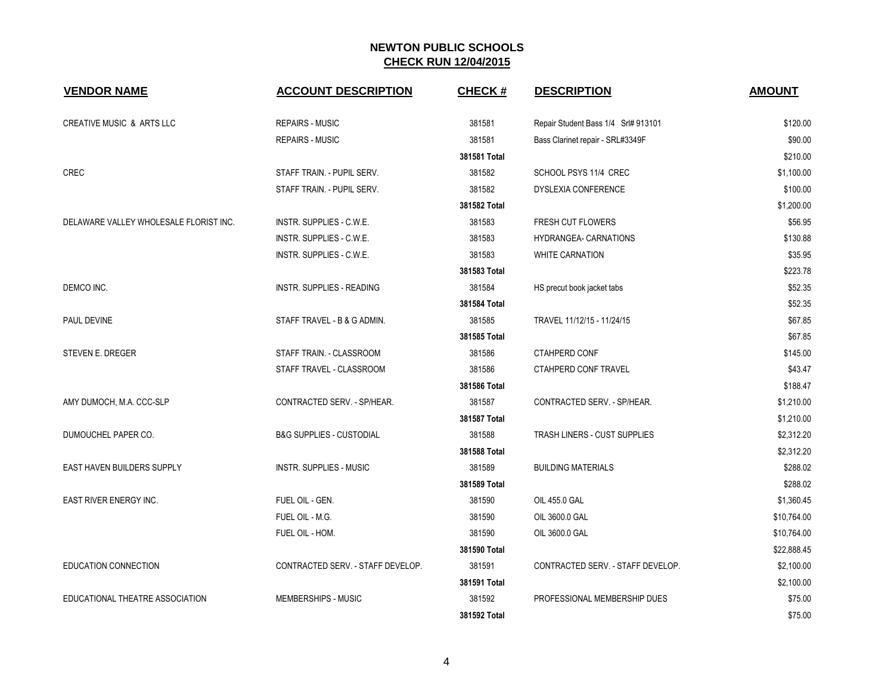# NEWTON PUBLIC SCHOOLS

## CHECK RUN 12/04/2015

| VENDOR NAME | ACCOUNT DESCRIPTION | CHECK # | DESCRIPTION | AMOUNT |
|---|---|---|---|---|
| CREATIVE MUSIC & ARTS LLC | REPAIRS - MUSIC | 381581 | Repair Student Bass 1/4 Srl# 913101 | $120.00 |
| | REPAIRS - MUSIC | 381581 | Bass Clarinet repair - SRL#3349F | $90.00 |
| | | **381581 Total** | | $210.00 |
| CREC | STAFF TRAIN. - PUPIL SERV. | 381582 | SCHOOL PSYS 11/4 CREC | $1,100.00 |
| | STAFF TRAIN. - PUPIL SERV. | 381582 | DYSLEXIA CONFERENCE | $100.00 |
| | | **381582 Total** | | $1,200.00 |
| DELAWARE VALLEY WHOLESALE FLORIST INC. | INSTR. SUPPLIES - C.W.E. | 381583 | FRESH CUT FLOWERS | $56.95 |
| | INSTR. SUPPLIES - C.W.E. | 381583 | HYDRANGEA- CARNATIONS | $130.88 |
| | INSTR. SUPPLIES - C.W.E. | 381583 | WHITE CARNATION | $35.95 |
| | | **381583 Total** | | $223.78 |
| DEMCO INC. | INSTR. SUPPLIES - READING | 381584 | HS precut book jacket tabs | $52.35 |
| | | **381584 Total** | | $52.35 |
| PAUL DEVINE | STAFF TRAVEL - B & G ADMIN. | 381585 | TRAVEL 11/12/15 - 11/24/15 | $67.85 |
| | | **381585 Total** | | $67.85 |
| STEVEN E. DREGER | STAFF TRAIN. - CLASSROOM | 381586 | CTAHPERD CONF | $145.00 |
| | STAFF TRAVEL - CLASSROOM | 381586 | CTAHPERD CONF TRAVEL | $43.47 |
| | | **381586 Total** | | $188.47 |
| AMY DUMOCH, M.A. CCC-SLP | CONTRACTED SERV. - SP/HEAR. | 381587 | CONTRACTED SERV. - SP/HEAR. | $1,210.00 |
| | | **381587 Total** | | $1,210.00 |
| DUMOUCHEL PAPER CO. | B&G SUPPLIES - CUSTODIAL | 381588 | TRASH LINERS - CUST SUPPLIES | $2,312.20 |
| | | **381588 Total** | | $2,312.20 |
| EAST HAVEN BUILDERS SUPPLY | INSTR. SUPPLIES - MUSIC | 381589 | BUILDING MATERIALS | $288.02 |
| | | **381589 Total** | | $288.02 |
| EAST RIVER ENERGY INC. | FUEL OIL - GEN. | 381590 | OIL 455.0 GAL | $1,360.45 |
| | FUEL OIL - M.G. | 381590 | OIL 3600.0 GAL | $10,764.00 |
| | FUEL OIL - HOM. | 381590 | OIL 3600.0 GAL | $10,764.00 |
| | | **381590 Total** | | $22,888.45 |
| EDUCATION CONNECTION | CONTRACTED SERV. - STAFF DEVELOP. | 381591 | CONTRACTED SERV. - STAFF DEVELOP. | $2,100.00 |
| | | **381591 Total** | | $2,100.00 |
| EDUCATIONAL THEATRE ASSOCIATION | MEMBERSHIPS - MUSIC | 381592 | PROFESSIONAL MEMBERSHIP DUES | $75.00 |
| | | **381592 Total** | | $75.00 |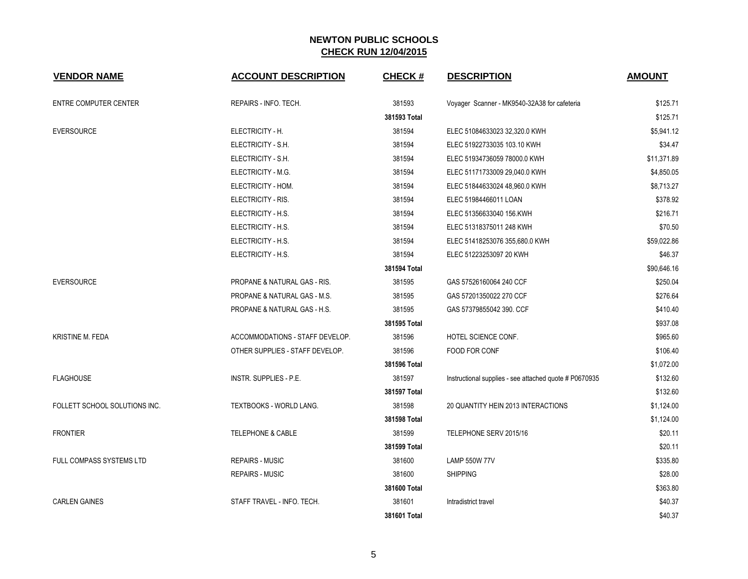# NEWTON PUBLIC SCHOOLS
## CHECK RUN 12/04/2015

| VENDOR NAME | ACCOUNT DESCRIPTION | CHECK # | DESCRIPTION | AMOUNT |
|---|---|---|---|---|
| ENTRE COMPUTER CENTER | REPAIRS - INFO. TECH. | 381593 | Voyager Scanner - MK9540-32A38 for cafeteria | $125.71 |
| | | **381593 Total** | | $125.71 |
| EVERSOURCE | ELECTRICITY - H. | 381594 | ELEC 51084633023 32,320.0 KWH | $5,941.12 |
| | ELECTRICITY - S.H. | 381594 | ELEC 51922733035 103.10 KWH | $34.47 |
| | ELECTRICITY - S.H. | 381594 | ELEC 51934736059 78000.0 KWH | $11,371.89 |
| | ELECTRICITY - M.G. | 381594 | ELEC 51171733009 29,040.0 KWH | $4,850.05 |
| | ELECTRICITY - HOM. | 381594 | ELEC 51844633024 48,960.0 KWH | $8,713.27 |
| | ELECTRICITY - RIS. | 381594 | ELEC 51984466011 LOAN | $378.92 |
| | ELECTRICITY - H.S. | 381594 | ELEC 51356633040 156.KWH | $216.71 |
| | ELECTRICITY - H.S. | 381594 | ELEC 51318375011 248 KWH | $70.50 |
| | ELECTRICITY - H.S. | 381594 | ELEC 51418253076 355,680.0 KWH | $59,022.86 |
| | ELECTRICITY - H.S. | 381594 | ELEC 51223253097 20 KWH | $46.37 |
| | | **381594 Total** | | $90,646.16 |
| EVERSOURCE | PROPANE & NATURAL GAS - RIS. | 381595 | GAS 57526160064 240 CCF | $250.04 |
| | PROPANE & NATURAL GAS - M.S. | 381595 | GAS 57201350022 270 CCF | $276.64 |
| | PROPANE & NATURAL GAS - H.S. | 381595 | GAS 57379855042 390. CCF | $410.40 |
| | | **381595 Total** | | $937.08 |
| KRISTINE M. FEDA | ACCOMMODATIONS - STAFF DEVELOP. | 381596 | HOTEL SCIENCE CONF. | $965.60 |
| | OTHER SUPPLIES - STAFF DEVELOP. | 381596 | FOOD FOR CONF | $106.40 |
| | | **381596 Total** | | $1,072.00 |
| FLAGHOUSE | INSTR. SUPPLIES - P.E. | 381597 | Instructional supplies - see attached quote # P0670935 | $132.60 |
| | | **381597 Total** | | $132.60 |
| FOLLETT SCHOOL SOLUTIONS INC. | TEXTBOOKS - WORLD LANG. | 381598 | 20 QUANTITY HEIN 2013 INTERACTIONS | $1,124.00 |
| | | **381598 Total** | | $1,124.00 |
| FRONTIER | TELEPHONE & CABLE | 381599 | TELEPHONE SERV 2015/16 | $20.11 |
| | | **381599 Total** | | $20.11 |
| FULL COMPASS SYSTEMS LTD | REPAIRS - MUSIC | 381600 | LAMP 550W 77V | $335.80 |
| | REPAIRS - MUSIC | 381600 | SHIPPING | $28.00 |
| | | **381600 Total** | | $363.80 |
| CARLEN GAINES | STAFF TRAVEL - INFO. TECH. | 381601 | Intradistrict travel | $40.37 |
| | | **381601 Total** | | $40.37 |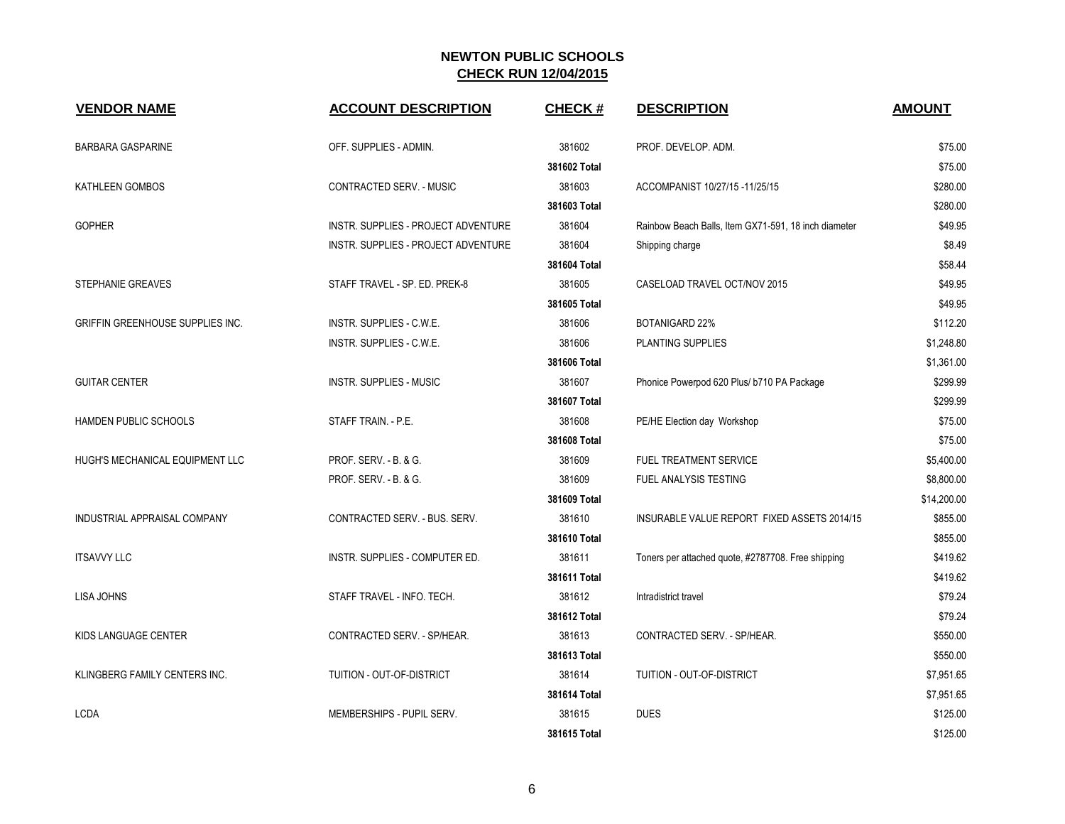# NEWTON PUBLIC SCHOOLS

## CHECK RUN 12/04/2015

| VENDOR NAME | ACCOUNT DESCRIPTION | CHECK # | DESCRIPTION | AMOUNT |
|---|---|---|---|---|
| BARBARA GASPARINE | OFF. SUPPLIES - ADMIN. | 381602 | PROF. DEVELOP. ADM. | $75.00 |
| | | **381602 Total** | | $75.00 |
| KATHLEEN GOMBOS | CONTRACTED SERV. - MUSIC | 381603 | ACCOMPANIST 10/27/15 -11/25/15 | $280.00 |
| | | **381603 Total** | | $280.00 |
| GOPHER | INSTR. SUPPLIES - PROJECT ADVENTURE | 381604 | Rainbow Beach Balls, Item GX71-591, 18 inch diameter | $49.95 |
| | INSTR. SUPPLIES - PROJECT ADVENTURE | 381604 | Shipping charge | $8.49 |
| | | **381604 Total** | | $58.44 |
| STEPHANIE GREAVES | STAFF TRAVEL - SP. ED. PREK-8 | 381605 | CASELOAD TRAVEL OCT/NOV 2015 | $49.95 |
| | | **381605 Total** | | $49.95 |
| GRIFFIN GREENHOUSE SUPPLIES INC. | INSTR. SUPPLIES - C.W.E. | 381606 | BOTANIGARD 22% | $112.20 |
| | INSTR. SUPPLIES - C.W.E. | 381606 | PLANTING SUPPLIES | $1,248.80 |
| | | **381606 Total** | | $1,361.00 |
| GUITAR CENTER | INSTR. SUPPLIES - MUSIC | 381607 | Phonice Powerpod 620 Plus/ b710 PA Package | $299.99 |
| | | **381607 Total** | | $299.99 |
| HAMDEN PUBLIC SCHOOLS | STAFF TRAIN. - P.E. | 381608 | PE/HE Election day Workshop | $75.00 |
| | | **381608 Total** | | $75.00 |
| HUGH'S MECHANICAL EQUIPMENT LLC | PROF. SERV. - B. & G. | 381609 | FUEL TREATMENT SERVICE | $5,400.00 |
| | PROF. SERV. - B. & G. | 381609 | FUEL ANALYSIS TESTING | $8,800.00 |
| | | **381609 Total** | | $14,200.00 |
| INDUSTRIAL APPRAISAL COMPANY | CONTRACTED SERV. - BUS. SERV. | 381610 | INSURABLE VALUE REPORT FIXED ASSETS 2014/15 | $855.00 |
| | | **381610 Total** | | $855.00 |
| ITSAVVY LLC | INSTR. SUPPLIES - COMPUTER ED. | 381611 | Toners per attached quote, #2787708. Free shipping | $419.62 |
| | | **381611 Total** | | $419.62 |
| LISA JOHNS | STAFF TRAVEL - INFO. TECH. | 381612 | Intradistrict travel | $79.24 |
| | | **381612 Total** | | $79.24 |
| KIDS LANGUAGE CENTER | CONTRACTED SERV. - SP/HEAR. | 381613 | CONTRACTED SERV. - SP/HEAR. | $550.00 |
| | | **381613 Total** | | $550.00 |
| KLINGBERG FAMILY CENTERS INC. | TUITION - OUT-OF-DISTRICT | 381614 | TUITION - OUT-OF-DISTRICT | $7,951.65 |
| | | **381614 Total** | | $7,951.65 |
| LCDA | MEMBERSHIPS - PUPIL SERV. | 381615 | DUES | $125.00 |
| | | **381615 Total** | | $125.00 |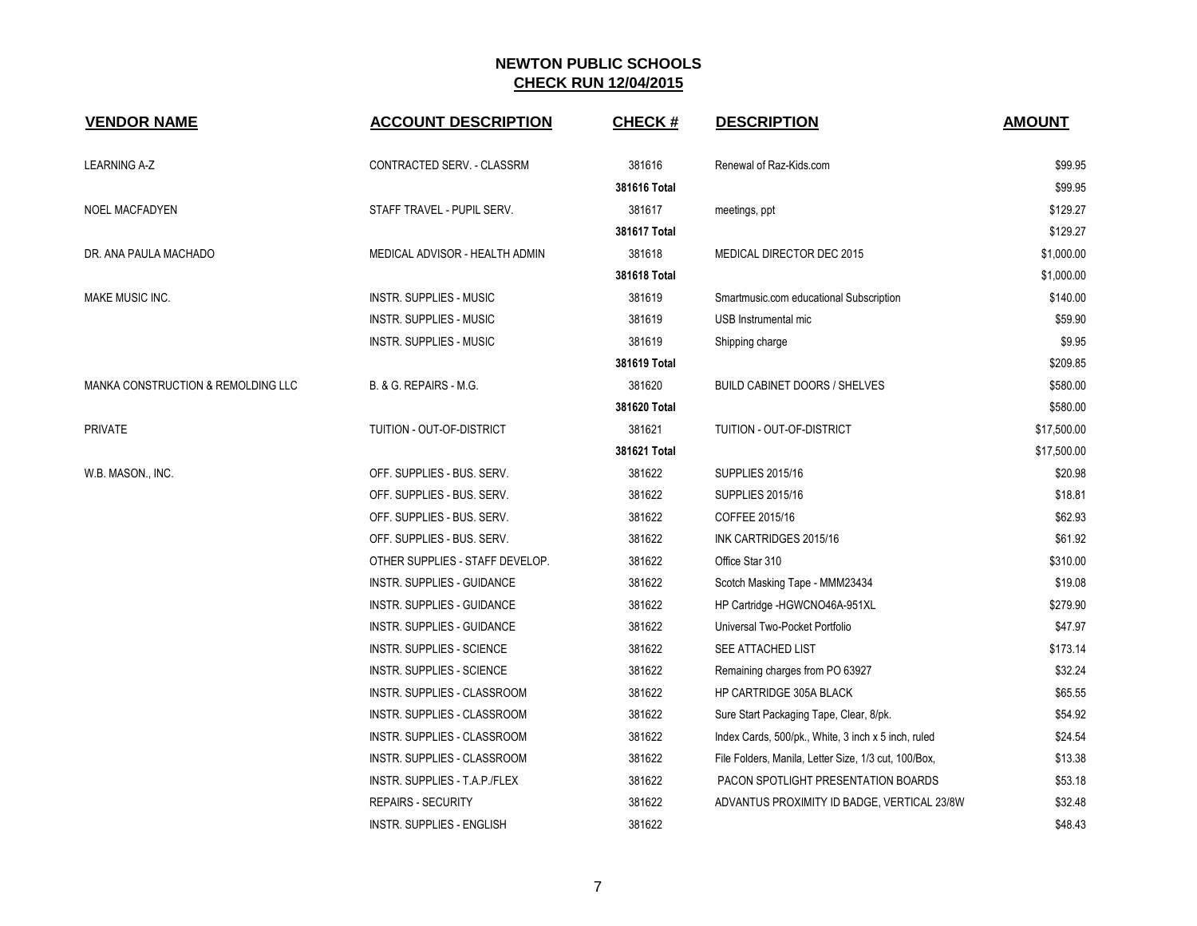# NEWTON PUBLIC SCHOOLS
## CHECK RUN 12/04/2015

| VENDOR NAME | ACCOUNT DESCRIPTION | CHECK # | DESCRIPTION | AMOUNT |
|---|---|---|---|---|
| LEARNING A-Z | CONTRACTED SERV. - CLASSRM | 381616 | Renewal of Raz-Kids.com | $99.95 |
| | | **381616 Total** | | $99.95 |
| NOEL MACFADYEN | STAFF TRAVEL - PUPIL SERV. | 381617 | meetings, ppt | $129.27 |
| | | **381617 Total** | | $129.27 |
| DR. ANA PAULA MACHADO | MEDICAL ADVISOR - HEALTH ADMIN | 381618 | MEDICAL DIRECTOR DEC 2015 | $1,000.00 |
| | | **381618 Total** | | $1,000.00 |
| MAKE MUSIC INC. | INSTR. SUPPLIES - MUSIC | 381619 | Smartmusic.com educational Subscription | $140.00 |
| | INSTR. SUPPLIES - MUSIC | 381619 | USB Instrumental mic | $59.90 |
| | INSTR. SUPPLIES - MUSIC | 381619 | Shipping charge | $9.95 |
| | | **381619 Total** | | $209.85 |
| MANKA CONSTRUCTION & REMOLDING LLC | B. & G. REPAIRS - M.G. | 381620 | BUILD CABINET DOORS / SHELVES | $580.00 |
| | | **381620 Total** | | $580.00 |
| PRIVATE | TUITION - OUT-OF-DISTRICT | 381621 | TUITION - OUT-OF-DISTRICT | $17,500.00 |
| | | **381621 Total** | | $17,500.00 |
| W.B. MASON., INC. | OFF. SUPPLIES - BUS. SERV. | 381622 | SUPPLIES 2015/16 | $20.98 |
| | OFF. SUPPLIES - BUS. SERV. | 381622 | SUPPLIES 2015/16 | $18.81 |
| | OFF. SUPPLIES - BUS. SERV. | 381622 | COFFEE 2015/16 | $62.93 |
| | OFF. SUPPLIES - BUS. SERV. | 381622 | INK CARTRIDGES 2015/16 | $61.92 |
| | OTHER SUPPLIES - STAFF DEVELOP. | 381622 | Office Star 310 | $310.00 |
| | INSTR. SUPPLIES - GUIDANCE | 381622 | Scotch Masking Tape - MMM23434 | $19.08 |
| | INSTR. SUPPLIES - GUIDANCE | 381622 | HP Cartridge -HGWCNO46A-951XL | $279.90 |
| | INSTR. SUPPLIES - GUIDANCE | 381622 | Universal Two-Pocket Portfolio | $47.97 |
| | INSTR. SUPPLIES - SCIENCE | 381622 | SEE ATTACHED LIST | $173.14 |
| | INSTR. SUPPLIES - SCIENCE | 381622 | Remaining charges from PO 63927 | $32.24 |
| | INSTR. SUPPLIES - CLASSROOM | 381622 | HP CARTRIDGE 305A BLACK | $65.55 |
| | INSTR. SUPPLIES - CLASSROOM | 381622 | Sure Start Packaging Tape, Clear, 8/pk. | $54.92 |
| | INSTR. SUPPLIES - CLASSROOM | 381622 | Index Cards, 500/pk., White, 3 inch x 5 inch, ruled | $24.54 |
| | INSTR. SUPPLIES - CLASSROOM | 381622 | File Folders, Manila, Letter Size, 1/3 cut, 100/Box, | $13.38 |
| | INSTR. SUPPLIES - T.A.P./FLEX | 381622 | PACON SPOTLIGHT PRESENTATION BOARDS | $53.18 |
| | REPAIRS - SECURITY | 381622 | ADVANTUS PROXIMITY ID BADGE, VERTICAL 23/8W | $32.48 |
| | INSTR. SUPPLIES - ENGLISH | 381622 | | $48.43 |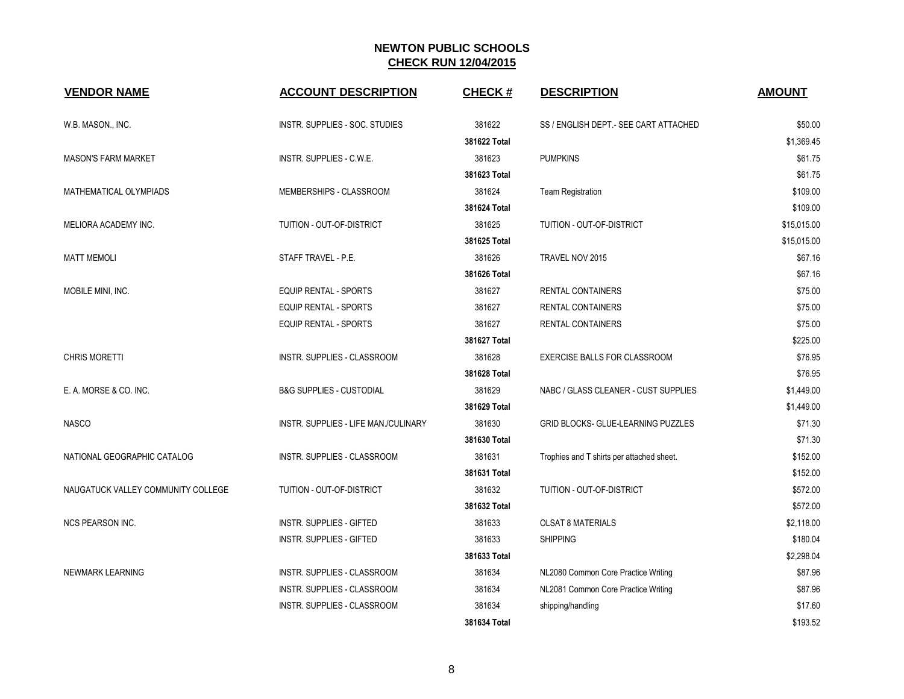# NEWTON PUBLIC SCHOOLS

## CHECK RUN 12/04/2015

| VENDOR NAME | ACCOUNT DESCRIPTION | CHECK # | DESCRIPTION | AMOUNT |
|---|---|---|---|---|
| W.B. MASON., INC. | INSTR. SUPPLIES - SOC. STUDIES | 381622 | SS / ENGLISH DEPT.- SEE CART ATTACHED | $50.00 |
| | | **381622 Total** | | $1,369.45 |
| MASON'S FARM MARKET | INSTR. SUPPLIES - C.W.E. | 381623 | PUMPKINS | $61.75 |
| | | **381623 Total** | | $61.75 |
| MATHEMATICAL OLYMPIADS | MEMBERSHIPS - CLASSROOM | 381624 | Team Registration | $109.00 |
| | | **381624 Total** | | $109.00 |
| MELIORA ACADEMY INC. | TUITION - OUT-OF-DISTRICT | 381625 | TUITION - OUT-OF-DISTRICT | $15,015.00 |
| | | **381625 Total** | | $15,015.00 |
| MATT MEMOLI | STAFF TRAVEL - P.E. | 381626 | TRAVEL NOV 2015 | $67.16 |
| | | **381626 Total** | | $67.16 |
| MOBILE MINI, INC. | EQUIP RENTAL - SPORTS | 381627 | RENTAL CONTAINERS | $75.00 |
| | EQUIP RENTAL - SPORTS | 381627 | RENTAL CONTAINERS | $75.00 |
| | EQUIP RENTAL - SPORTS | 381627 | RENTAL CONTAINERS | $75.00 |
| | | **381627 Total** | | $225.00 |
| CHRIS MORETTI | INSTR. SUPPLIES - CLASSROOM | 381628 | EXERCISE BALLS FOR CLASSROOM | $76.95 |
| | | **381628 Total** | | $76.95 |
| E. A. MORSE & CO. INC. | B&G SUPPLIES - CUSTODIAL | 381629 | NABC / GLASS CLEANER - CUST SUPPLIES | $1,449.00 |
| | | **381629 Total** | | $1,449.00 |
| NASCO | INSTR. SUPPLIES - LIFE MAN./CULINARY | 381630 | GRID BLOCKS- GLUE-LEARNING PUZZLES | $71.30 |
| | | **381630 Total** | | $71.30 |
| NATIONAL GEOGRAPHIC CATALOG | INSTR. SUPPLIES - CLASSROOM | 381631 | Trophies and T shirts per attached sheet. | $152.00 |
| | | **381631 Total** | | $152.00 |
| NAUGATUCK VALLEY COMMUNITY COLLEGE | TUITION - OUT-OF-DISTRICT | 381632 | TUITION - OUT-OF-DISTRICT | $572.00 |
| | | **381632 Total** | | $572.00 |
| NCS PEARSON INC. | INSTR. SUPPLIES - GIFTED | 381633 | OLSAT 8 MATERIALS | $2,118.00 |
| | INSTR. SUPPLIES - GIFTED | 381633 | SHIPPING | $180.04 |
| | | **381633 Total** | | $2,298.04 |
| NEWMARK LEARNING | INSTR. SUPPLIES - CLASSROOM | 381634 | NL2080 Common Core Practice Writing | $87.96 |
| | INSTR. SUPPLIES - CLASSROOM | 381634 | NL2081 Common Core Practice Writing | $87.96 |
| | INSTR. SUPPLIES - CLASSROOM | 381634 | shipping/handling | $17.60 |
| | | **381634 Total** | | $193.52 |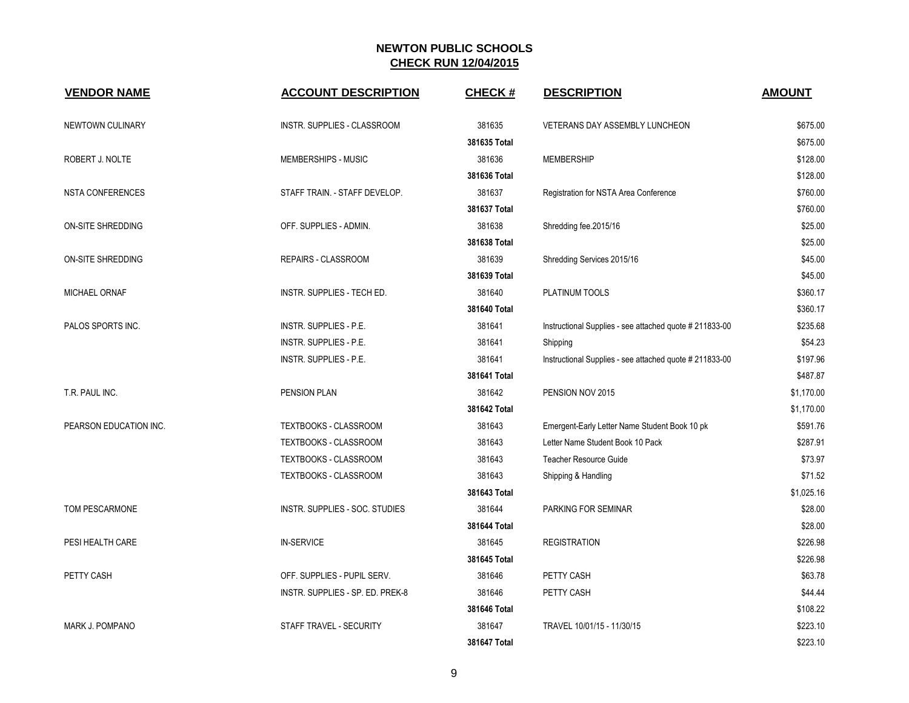# NEWTON PUBLIC SCHOOLS
## CHECK RUN 12/04/2015

| VENDOR NAME | ACCOUNT DESCRIPTION | CHECK # | DESCRIPTION | AMOUNT |
|---|---|---|---|---|
| NEWTOWN CULINARY | INSTR. SUPPLIES - CLASSROOM | 381635 | VETERANS DAY ASSEMBLY LUNCHEON | $675.00 |
| | | **381635 Total** | | $675.00 |
| ROBERT J. NOLTE | MEMBERSHIPS - MUSIC | 381636 | MEMBERSHIP | $128.00 |
| | | **381636 Total** | | $128.00 |
| NSTA CONFERENCES | STAFF TRAIN. - STAFF DEVELOP. | 381637 | Registration for NSTA Area Conference | $760.00 |
| | | **381637 Total** | | $760.00 |
| ON-SITE SHREDDING | OFF. SUPPLIES - ADMIN. | 381638 | Shredding fee.2015/16 | $25.00 |
| | | **381638 Total** | | $25.00 |
| ON-SITE SHREDDING | REPAIRS - CLASSROOM | 381639 | Shredding Services 2015/16 | $45.00 |
| | | **381639 Total** | | $45.00 |
| MICHAEL ORNAF | INSTR. SUPPLIES - TECH ED. | 381640 | PLATINUM TOOLS | $360.17 |
| | | **381640 Total** | | $360.17 |
| PALOS SPORTS INC. | INSTR. SUPPLIES - P.E. | 381641 | Instructional Supplies - see attached quote # 211833-00 | $235.68 |
| | INSTR. SUPPLIES - P.E. | 381641 | Shipping | $54.23 |
| | INSTR. SUPPLIES - P.E. | 381641 | Instructional Supplies - see attached quote # 211833-00 | $197.96 |
| | | **381641 Total** | | $487.87 |
| T.R. PAUL INC. | PENSION PLAN | 381642 | PENSION NOV 2015 | $1,170.00 |
| | | **381642 Total** | | $1,170.00 |
| PEARSON EDUCATION INC. | TEXTBOOKS - CLASSROOM | 381643 | Emergent-Early Letter Name Student Book 10 pk | $591.76 |
| | TEXTBOOKS - CLASSROOM | 381643 | Letter Name Student Book 10 Pack | $287.91 |
| | TEXTBOOKS - CLASSROOM | 381643 | Teacher Resource Guide | $73.97 |
| | TEXTBOOKS - CLASSROOM | 381643 | Shipping & Handling | $71.52 |
| | | **381643 Total** | | $1,025.16 |
| TOM PESCARMONE | INSTR. SUPPLIES - SOC. STUDIES | 381644 | PARKING FOR SEMINAR | $28.00 |
| | | **381644 Total** | | $28.00 |
| PESI HEALTH CARE | IN-SERVICE | 381645 | REGISTRATION | $226.98 |
| | | **381645 Total** | | $226.98 |
| PETTY CASH | OFF. SUPPLIES - PUPIL SERV. | 381646 | PETTY CASH | $63.78 |
| | INSTR. SUPPLIES - SP. ED. PREK-8 | 381646 | PETTY CASH | $44.44 |
| | | **381646 Total** | | $108.22 |
| MARK J. POMPANO | STAFF TRAVEL - SECURITY | 381647 | TRAVEL 10/01/15 - 11/30/15 | $223.10 |
| | | **381647 Total** | | $223.10 |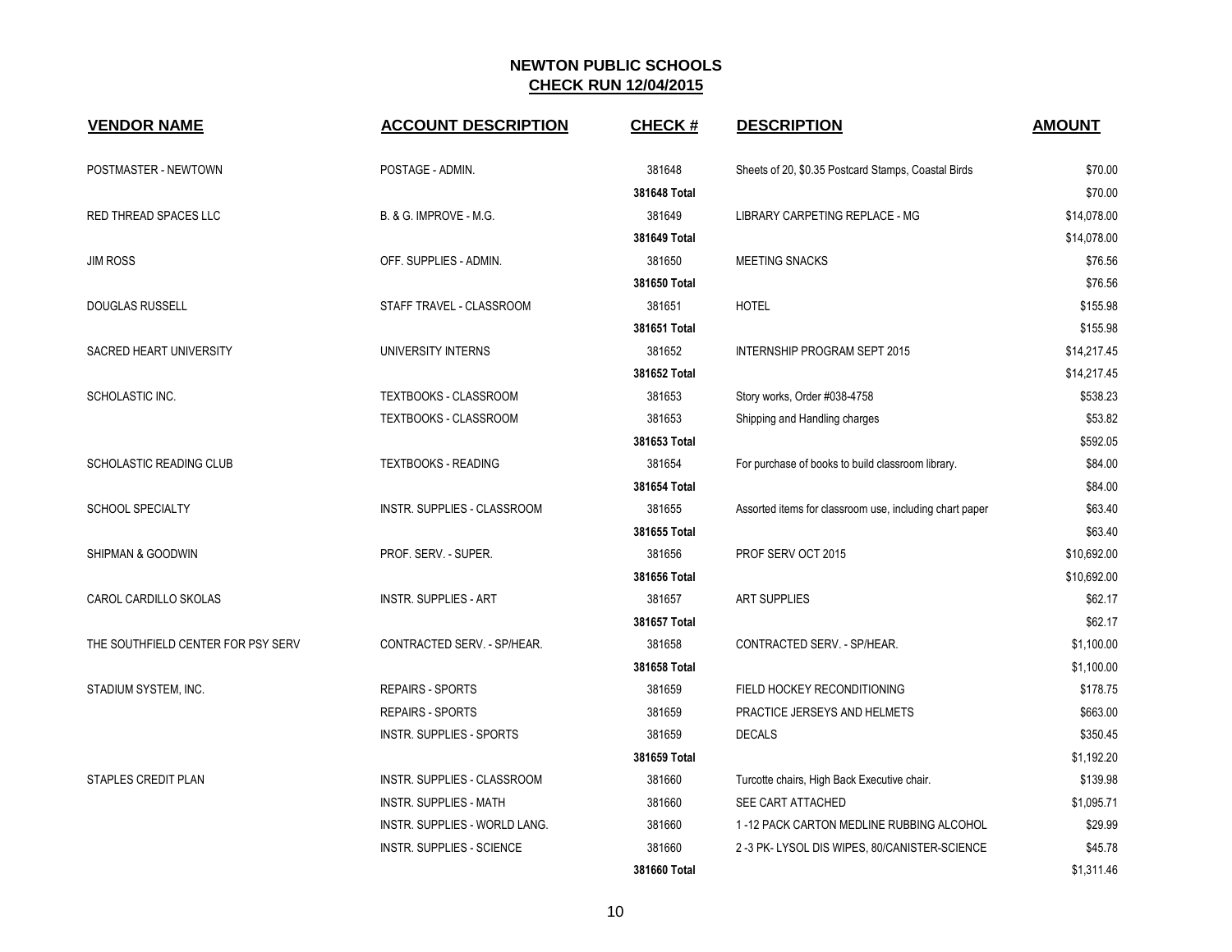# NEWTON PUBLIC SCHOOLS

## CHECK RUN 12/04/2015

| VENDOR NAME | ACCOUNT DESCRIPTION | CHECK # | DESCRIPTION | AMOUNT |
|---|---|---|---|---|
| POSTMASTER - NEWTOWN | POSTAGE - ADMIN. | 381648 | Sheets of 20, $0.35 Postcard Stamps, Coastal Birds | $70.00 |
| | | **381648 Total** | | $70.00 |
| RED THREAD SPACES LLC | B. & G. IMPROVE - M.G. | 381649 | LIBRARY CARPETING REPLACE - MG | $14,078.00 |
| | | **381649 Total** | | $14,078.00 |
| JIM ROSS | OFF. SUPPLIES - ADMIN. | 381650 | MEETING SNACKS | $76.56 |
| | | **381650 Total** | | $76.56 |
| DOUGLAS RUSSELL | STAFF TRAVEL - CLASSROOM | 381651 | HOTEL | $155.98 |
| | | **381651 Total** | | $155.98 |
| SACRED HEART UNIVERSITY | UNIVERSITY INTERNS | 381652 | INTERNSHIP PROGRAM SEPT 2015 | $14,217.45 |
| | | **381652 Total** | | $14,217.45 |
| SCHOLASTIC INC. | TEXTBOOKS - CLASSROOM | 381653 | Story works, Order #038-4758 | $538.23 |
| | TEXTBOOKS - CLASSROOM | 381653 | Shipping and Handling charges | $53.82 |
| | | **381653 Total** | | $592.05 |
| SCHOLASTIC READING CLUB | TEXTBOOKS - READING | 381654 | For purchase of books to build classroom library. | $84.00 |
| | | **381654 Total** | | $84.00 |
| SCHOOL SPECIALTY | INSTR. SUPPLIES - CLASSROOM | 381655 | Assorted items for classroom use, including chart paper | $63.40 |
| | | **381655 Total** | | $63.40 |
| SHIPMAN & GOODWIN | PROF. SERV. - SUPER. | 381656 | PROF SERV OCT 2015 | $10,692.00 |
| | | **381656 Total** | | $10,692.00 |
| CAROL CARDILLO SKOLAS | INSTR. SUPPLIES - ART | 381657 | ART SUPPLIES | $62.17 |
| | | **381657 Total** | | $62.17 |
| THE SOUTHFIELD CENTER FOR PSY SERV | CONTRACTED SERV. - SP/HEAR. | 381658 | CONTRACTED SERV. - SP/HEAR. | $1,100.00 |
| | | **381658 Total** | | $1,100.00 |
| STADIUM SYSTEM, INC. | REPAIRS - SPORTS | 381659 | FIELD HOCKEY RECONDITIONING | $178.75 |
| | REPAIRS - SPORTS | 381659 | PRACTICE JERSEYS AND HELMETS | $663.00 |
| | INSTR. SUPPLIES - SPORTS | 381659 | DECALS | $350.45 |
| | | **381659 Total** | | $1,192.20 |
| STAPLES CREDIT PLAN | INSTR. SUPPLIES - CLASSROOM | 381660 | Turcotte chairs, High Back Executive chair. | $139.98 |
| | INSTR. SUPPLIES - MATH | 381660 | SEE CART ATTACHED | $1,095.71 |
| | INSTR. SUPPLIES - WORLD LANG. | 381660 | 1 -12 PACK CARTON MEDLINE RUBBING ALCOHOL | $29.99 |
| | INSTR. SUPPLIES - SCIENCE | 381660 | 2 -3 PK- LYSOL DIS WIPES, 80/CANISTER-SCIENCE | $45.78 |
| | | **381660 Total** | | $1,311.46 |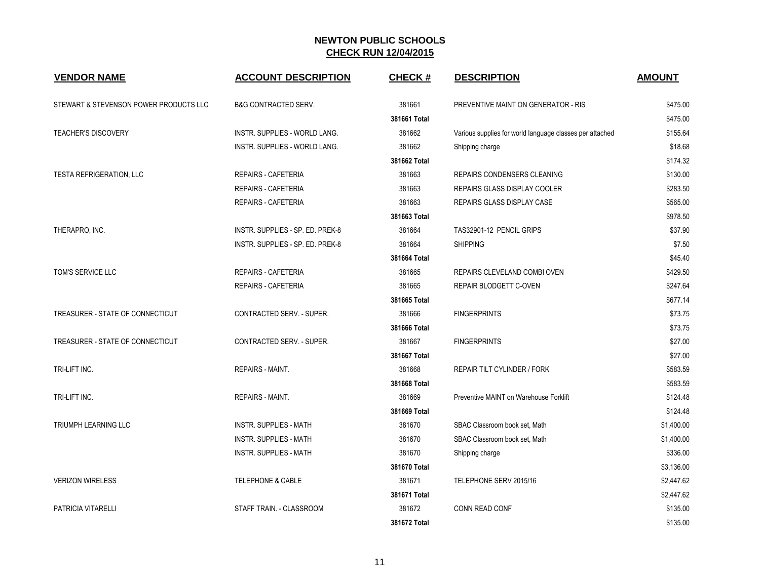# NEWTON PUBLIC SCHOOLS
## CHECK RUN 12/04/2015

| VENDOR NAME | ACCOUNT DESCRIPTION | CHECK # | DESCRIPTION | AMOUNT |
|---|---|---|---|---|
| STEWART & STEVENSON POWER PRODUCTS LLC | B&G CONTRACTED SERV. | 381661 | PREVENTIVE MAINT ON GENERATOR - RIS | $475.00 |
| | | **381661 Total** | | $475.00 |
| TEACHER'S DISCOVERY | INSTR. SUPPLIES - WORLD LANG. | 381662 | Various supplies for world language classes per attached | $155.64 |
| | INSTR. SUPPLIES - WORLD LANG. | 381662 | Shipping charge | $18.68 |
| | | **381662 Total** | | $174.32 |
| TESTA REFRIGERATION, LLC | REPAIRS - CAFETERIA | 381663 | REPAIRS CONDENSERS CLEANING | $130.00 |
| | REPAIRS - CAFETERIA | 381663 | REPAIRS GLASS DISPLAY COOLER | $283.50 |
| | REPAIRS - CAFETERIA | 381663 | REPAIRS GLASS DISPLAY CASE | $565.00 |
| | | **381663 Total** | | $978.50 |
| THERAPRO, INC. | INSTR. SUPPLIES - SP. ED. PREK-8 | 381664 | TAS32901-12 PENCIL GRIPS | $37.90 |
| | INSTR. SUPPLIES - SP. ED. PREK-8 | 381664 | SHIPPING | $7.50 |
| | | **381664 Total** | | $45.40 |
| TOM'S SERVICE LLC | REPAIRS - CAFETERIA | 381665 | REPAIRS CLEVELAND COMBI OVEN | $429.50 |
| | REPAIRS - CAFETERIA | 381665 | REPAIR BLODGETT C-OVEN | $247.64 |
| | | **381665 Total** | | $677.14 |
| TREASURER - STATE OF CONNECTICUT | CONTRACTED SERV. - SUPER. | 381666 | FINGERPRINTS | $73.75 |
| | | **381666 Total** | | $73.75 |
| TREASURER - STATE OF CONNECTICUT | CONTRACTED SERV. - SUPER. | 381667 | FINGERPRINTS | $27.00 |
| | | **381667 Total** | | $27.00 |
| TRI-LIFT INC. | REPAIRS - MAINT. | 381668 | REPAIR TILT CYLINDER / FORK | $583.59 |
| | | **381668 Total** | | $583.59 |
| TRI-LIFT INC. | REPAIRS - MAINT. | 381669 | Preventive MAINT on Warehouse Forklift | $124.48 |
| | | **381669 Total** | | $124.48 |
| TRIUMPH LEARNING LLC | INSTR. SUPPLIES - MATH | 381670 | SBAC Classroom book set, Math | $1,400.00 |
| | INSTR. SUPPLIES - MATH | 381670 | SBAC Classroom book set, Math | $1,400.00 |
| | INSTR. SUPPLIES - MATH | 381670 | Shipping charge | $336.00 |
| | | **381670 Total** | | $3,136.00 |
| VERIZON WIRELESS | TELEPHONE & CABLE | 381671 | TELEPHONE SERV 2015/16 | $2,447.62 |
| | | **381671 Total** | | $2,447.62 |
| PATRICIA VITARELLI | STAFF TRAIN. - CLASSROOM | 381672 | CONN READ CONF | $135.00 |
| | | **381672 Total** | | $135.00 |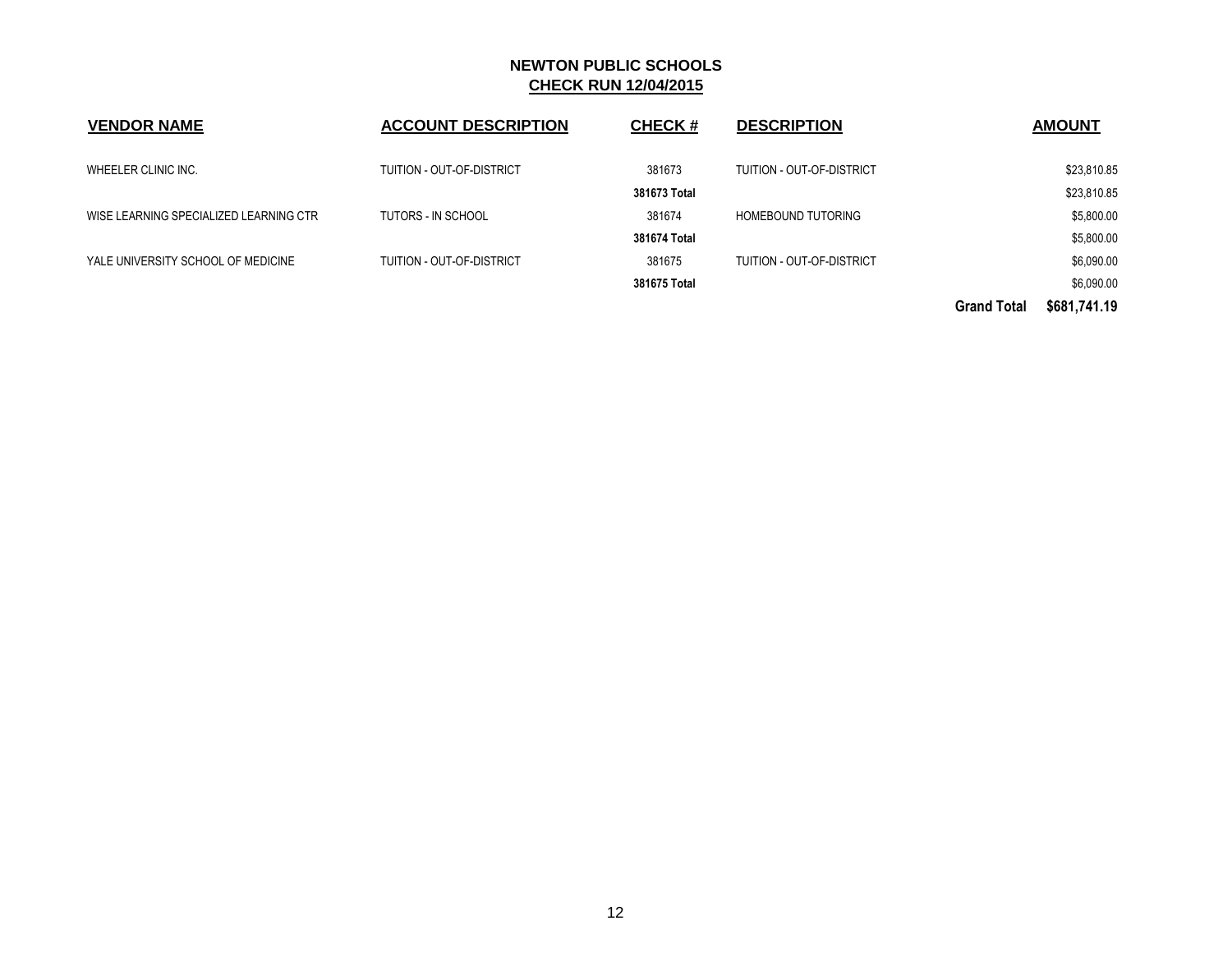**NEWTON PUBLIC SCHOOLS**
**CHECK RUN 12/04/2015**

| VENDOR NAME | ACCOUNT DESCRIPTION | CHECK # | DESCRIPTION | | AMOUNT |
|---|---|---|---|---|---|
| WHEELER CLINIC INC. | TUITION - OUT-OF-DISTRICT | 381673 | TUITION - OUT-OF-DISTRICT | | $23,810.85 |
| | | **381673 Total** | | | $23,810.85 |
| WISE LEARNING SPECIALIZED LEARNING CTR | TUTORS - IN SCHOOL | 381674 | HOMEBOUND TUTORING | | $5,800.00 |
| | | **381674 Total** | | | $5,800.00 |
| YALE UNIVERSITY SCHOOL OF MEDICINE | TUITION - OUT-OF-DISTRICT | 381675 | TUITION - OUT-OF-DISTRICT | | $6,090.00 |
| | | **381675 Total** | | | $6,090.00 |
| | | | | **Grand Total** | **$681,741.19** |